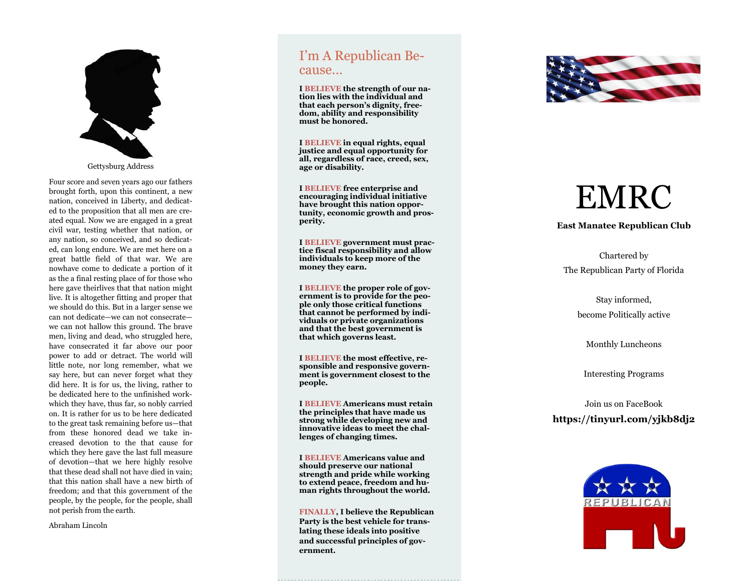Gettysburg Address

Four score and seven years ago our fathers brought forth, upon this continent, a new nation, conceived in Liberty, and dedicated to the proposition that all men are created equal. Now we are engaged in a great civil war, testing whether that nation, or any nation, so conceived, and so dedicated, can long endure. We are met here on a great battle field of that war. We are nowhave come to dedicate a portion of it as the a final resting place of for those who here gave theirlives that that nation might live. It is altogether fitting and proper that we should do this. But in a larger sense we can not dedicate—we can not consecrate—we can not hallow this ground. The brave men, living and dead, who struggled here, have consecrated it far above our poor power to add or detract. The world will little note, nor long remember, what we say here, but can never forget what they did here. It is for us, the living, rather to be dedicated here to the unfinished workwhich they have, thus far, so nobly carried on. It is rather for us to be here dedicated to the great task remaining before us—that from these honored dead we take increased devotion to the that cause for which they here gave the last full measure of devotion—that we here highly resolve that these dead shall not have died in vain; that this nation shall have a new birth of freedom; and that this government of the people, by the people, for the people, shall not perish from the earth.

Abraham Lincoln

## I'm A Republican Because...

**I BELIEVE the strength of our nation lies with the individual and that each person's dignity, freedom, ability and responsibility must be honored.**

**I BELIEVE in equal rights, equal justice and equal opportunity for all, regardless of race, creed, sex, age or disability.**

**I BELIEVE free enterprise and encouraging individual initiative have brought this nation opportunity, economic growth and prosperity.**

**I BELIEVE government must practice fiscal responsibility and allow individuals to keep more of the money they earn.**

**I BELIEVE the proper role of government is to provide for the people only those critical functions that cannot be performed by individuals or private organizations and that the best government is that which governs least.**

**I BELIEVE the most effective, responsible and responsive government is government closest to the people.**

**I BELIEVE Americans must retain the principles that have made us strong while developing new and innovative ideas to meet the challenges of changing times.**

**I BELIEVE Americans value and should preserve our national strength and pride while working to extend peace, freedom and human rights throughout the world.**

**FINALLY, I believe the Republican Party is the best vehicle for translating these ideals into positive and successful principles of government.**

# EMRC

**East Manatee Republican Club**

Chartered by
The Republican Party of Florida

Stay informed,
become Politically active

Monthly Luncheons

Interesting Programs

Join us on FaceBook
**https://tinyurl.com/yjkb8dj2**

REPUBLICAN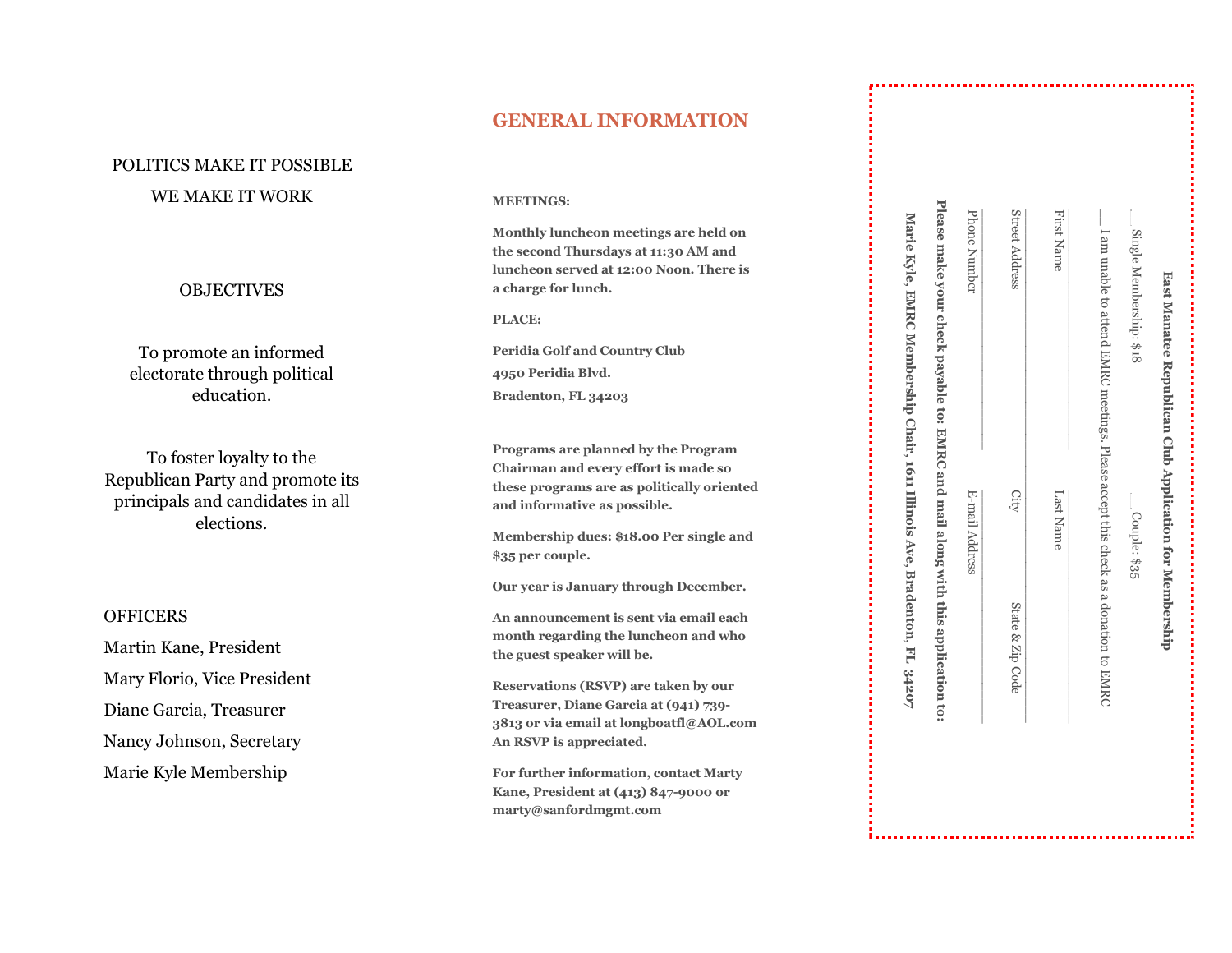POLITICS MAKE IT POSSIBLE

WE MAKE IT WORK

OBJECTIVES

To promote an informed electorate through political education.

To foster loyalty to the Republican Party and promote its principals and candidates in all elections.

OFFICERS

Martin Kane, President

Mary Florio, Vice President

Diane Garcia, Treasurer

Nancy Johnson, Secretary

Marie Kyle Membership

## GENERAL INFORMATION

**MEETINGS:**

**Monthly luncheon meetings are held on the second Thursdays at 11:30 AM and luncheon served at 12:00 Noon. There is a charge for lunch.**

**PLACE:**

**Peridia Golf and Country Club**

**4950 Peridia Blvd.**

**Bradenton, FL 34203**

**Programs are planned by the Program Chairman and every effort is made so these programs are as politically oriented and informative as possible.**

**Membership dues: $18.00 Per single and $35 per couple.**

**Our year is January through December.**

**An announcement is sent via email each month regarding the luncheon and who the guest speaker will be.**

**Reservations (RSVP) are taken by our Treasurer, Diane Garcia at (941) 739-3813 or via email at longboatfl@AOL.com An RSVP is appreciated.**

**For further information, contact Marty Kane, President at (413) 847-9000 or marty@sanfordmgmt.com**

**East Manatee Republican Club Application for Membership**

___ Single Membership: $18 ___ Couple: $35

___ I am unable to attend EMRC meetings. Please accept this check as a donation to EMRC

First Name ____________ Last Name ____________

Street Address ____________ City ____________ State & Zip Code ____________

Phone Number ____________ E-mail Address ____________

**Please make your check payable to: EMRC and mail along with this application to:**

**Marie Kyle, EMRC Membership Chair, 1611 Illinois Ave, Bradenton, FL 34207**